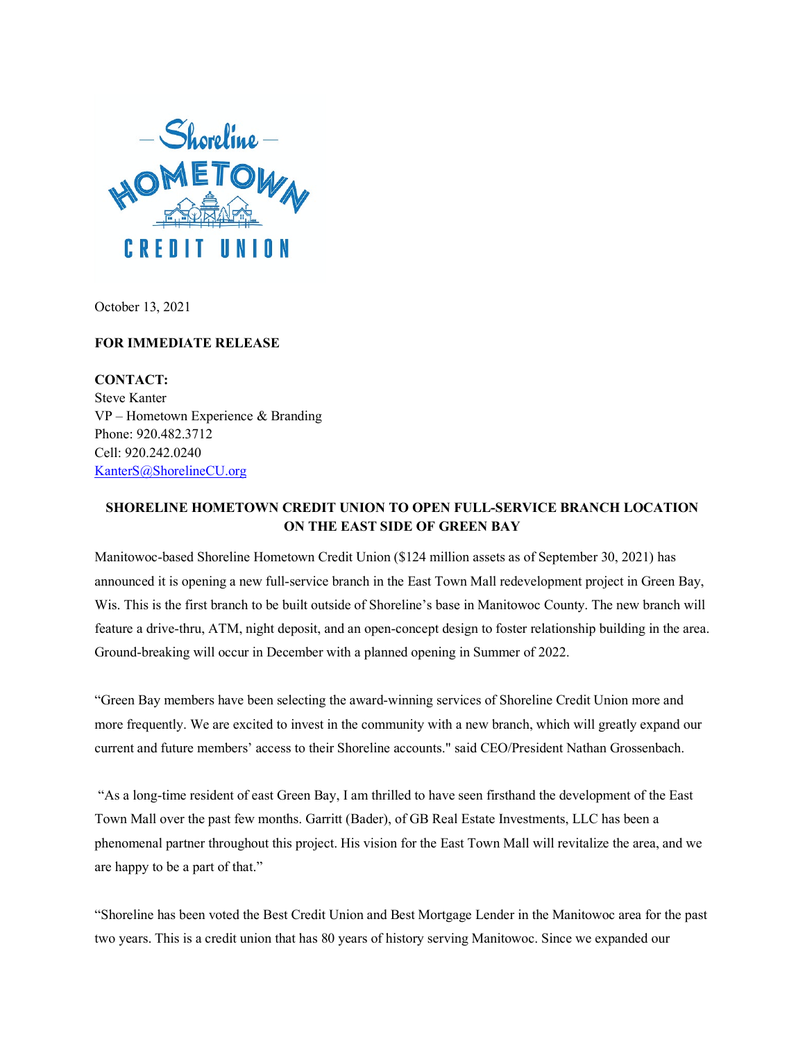Shoreline HOMETOWN CREDIT UNION

October 13, 2021

**FOR IMMEDIATE RELEASE**

**CONTACT:**
Steve Kanter
VP – Hometown Experience & Branding
Phone: 920.482.3712
Cell: 920.242.0240
KanterS@ShorelineCU.org

## SHORELINE HOMETOWN CREDIT UNION TO OPEN FULL-SERVICE BRANCH LOCATION ON THE EAST SIDE OF GREEN BAY

Manitowoc-based Shoreline Hometown Credit Union ($124 million assets as of September 30, 2021) has announced it is opening a new full-service branch in the East Town Mall redevelopment project in Green Bay, Wis. This is the first branch to be built outside of Shoreline's base in Manitowoc County. The new branch will feature a drive-thru, ATM, night deposit, and an open-concept design to foster relationship building in the area. Ground-breaking will occur in December with a planned opening in Summer of 2022.

"Green Bay members have been selecting the award-winning services of Shoreline Credit Union more and more frequently. We are excited to invest in the community with a new branch, which will greatly expand our current and future members' access to their Shoreline accounts." said CEO/President Nathan Grossenbach.

"As a long-time resident of east Green Bay, I am thrilled to have seen firsthand the development of the East Town Mall over the past few months. Garritt (Bader), of GB Real Estate Investments, LLC has been a phenomenal partner throughout this project. His vision for the East Town Mall will revitalize the area, and we are happy to be a part of that."

"Shoreline has been voted the Best Credit Union and Best Mortgage Lender in the Manitowoc area for the past two years. This is a credit union that has 80 years of history serving Manitowoc. Since we expanded our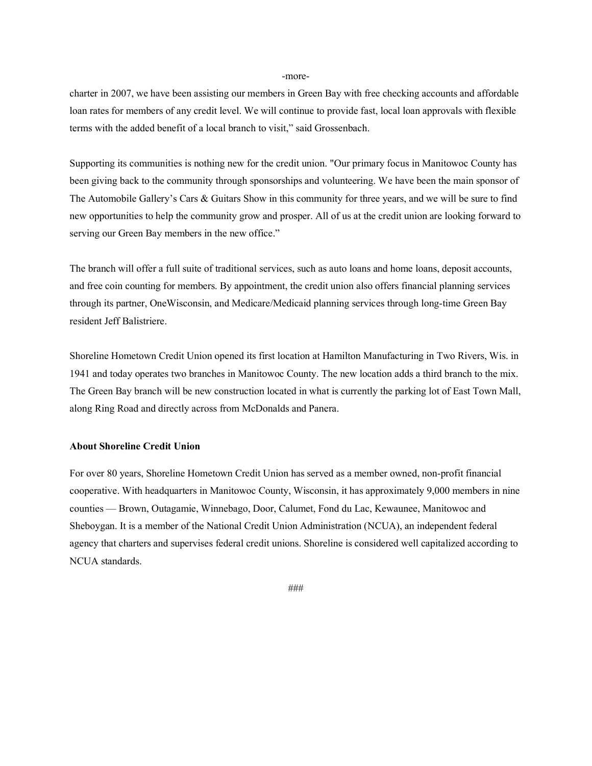-more-

charter in 2007, we have been assisting our members in Green Bay with free checking accounts and affordable loan rates for members of any credit level. We will continue to provide fast, local loan approvals with flexible terms with the added benefit of a local branch to visit," said Grossenbach.

Supporting its communities is nothing new for the credit union. "Our primary focus in Manitowoc County has been giving back to the community through sponsorships and volunteering. We have been the main sponsor of The Automobile Gallery's Cars & Guitars Show in this community for three years, and we will be sure to find new opportunities to help the community grow and prosper. All of us at the credit union are looking forward to serving our Green Bay members in the new office."

The branch will offer a full suite of traditional services, such as auto loans and home loans, deposit accounts, and free coin counting for members. By appointment, the credit union also offers financial planning services through its partner, OneWisconsin, and Medicare/Medicaid planning services through long-time Green Bay resident Jeff Balistriere.

Shoreline Hometown Credit Union opened its first location at Hamilton Manufacturing in Two Rivers, Wis. in 1941 and today operates two branches in Manitowoc County. The new location adds a third branch to the mix. The Green Bay branch will be new construction located in what is currently the parking lot of East Town Mall, along Ring Road and directly across from McDonalds and Panera.

**About Shoreline Credit Union**

For over 80 years, Shoreline Hometown Credit Union has served as a member owned, non-profit financial cooperative. With headquarters in Manitowoc County, Wisconsin, it has approximately 9,000 members in nine counties — Brown, Outagamie, Winnebago, Door, Calumet, Fond du Lac, Kewaunee, Manitowoc and Sheboygan. It is a member of the National Credit Union Administration (NCUA), an independent federal agency that charters and supervises federal credit unions. Shoreline is considered well capitalized according to NCUA standards.

###